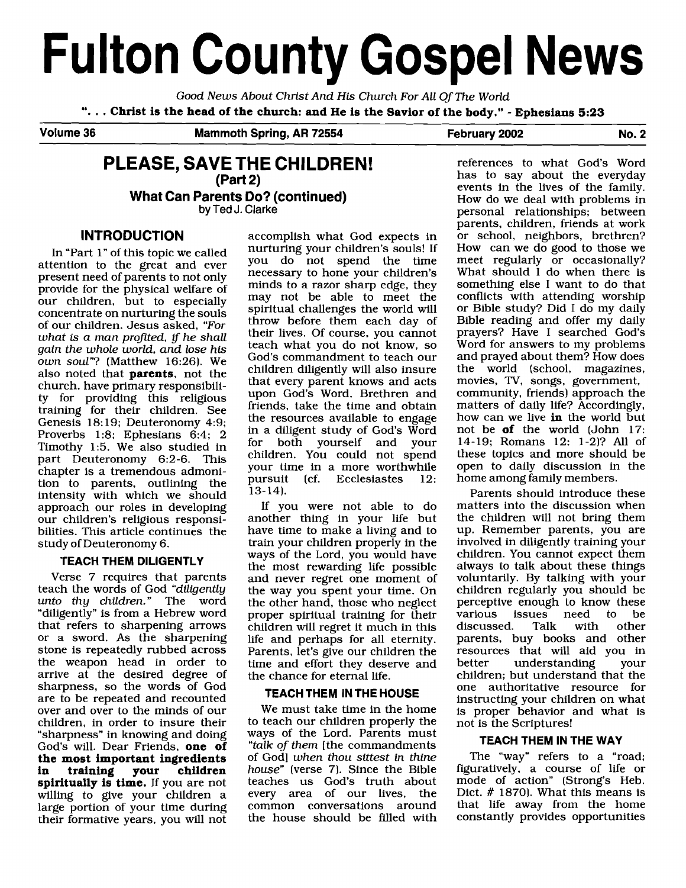# Fulton County Gospel News

*Good News About Christ And His Church For All Of The World*

**". . . Christ is the head of the church: and He is the Savior of the body." - Ephesians 5:23**

**Volume 36** — **Mammoth Spring, AR 72554** — **February 2002** — **No. 2**

## PLEASE, SAVE THE CHILDREN!
### (Part 2)
### What Can Parents Do? (continued)
by Ted J. Clarke

### INTRODUCTION

In "Part 1" of this topic we called attention to the great and ever present need of parents to not only provide for the physical welfare of our children, but to especially concentrate on nurturing the souls of our children. Jesus asked, *"For what is a man profited, if he shall gain the whole world, and lose his own soul"*? (Matthew 16:26). We also noted that **parents**, not the church, have primary responsibility for providing this religious training for their children. See Genesis 18:19; Deuteronomy 4:9; Proverbs 1:8; Ephesians 6:4; 2 Timothy 1:5. We also studied in part Deuteronomy 6:2-6. This chapter is a tremendous admonition to parents, outlining the intensity with which we should approach our roles in developing our children's religious responsibilities. This article continues the study of Deuteronomy 6.

#### TEACH THEM DILIGENTLY

Verse 7 requires that parents teach the words of God *"diligently unto thy children."* The word "diligently" is from a Hebrew word that refers to sharpening arrows or a sword. As the sharpening stone is repeatedly rubbed across the weapon head in order to arrive at the desired degree of sharpness, so the words of God are to be repeated and recounted over and over to the minds of our children, in order to insure their "sharpness" in knowing and doing God's will. Dear Friends, **one of the most important ingredients in training your children spiritually is time.** If you are not willing to give your children a large portion of your time during their formative years, you will not accomplish what God expects in nurturing your children's souls! If you do not spend the time necessary to hone your children's minds to a razor sharp edge, they may not be able to meet the spiritual challenges the world will throw before them each day of their lives. Of course, you cannot teach what you do not know, so God's commandment to teach our children diligently will also insure that every parent knows and acts upon God's Word. Brethren and friends, take the time and obtain the resources available to engage in a diligent study of God's Word for both yourself and your children. You could not spend your time in a more worthwhile pursuit (cf. Ecclesiastes 12: 13-14).

If you were not able to do another thing in your life but have time to make a living and to train your children properly in the ways of the Lord, you would have the most rewarding life possible and never regret one moment of the way you spent your time. On the other hand, those who neglect proper spiritual training for their children will regret it much in this life and perhaps for all eternity. Parents, let's give our children the time and effort they deserve and the chance for eternal life.

#### TEACH THEM IN THE HOUSE

We must take time in the home to teach our children properly the ways of the Lord. Parents must *"talk of them* [the commandments of God] *when thou sittest in thine house"* (verse 7). Since the Bible teaches us God's truth about every area of our lives, the common conversations around the house should be filled with references to what God's Word has to say about the everyday events in the lives of the family. How do we deal with problems in personal relationships; between parents, children, friends at work or school, neighbors, brethren? How can we do good to those we meet regularly or occasionally? What should I do when there is something else I want to do that conflicts with attending worship or Bible study? Did I do my daily Bible reading and offer my daily prayers? Have I searched God's Word for answers to my problems and prayed about them? How does the world (school, magazines, movies, TV, songs, government, community, friends) approach the matters of daily life? Accordingly, how can we live **in** the world but not be **of** the world (John 17: 14-19; Romans 12: 1-2)? All of these topics and more should be open to daily discussion in the home among family members.

Parents should introduce these matters into the discussion when the children will not bring them up. Remember parents, you are involved in diligently training your children. You cannot expect them always to talk about these things voluntarily. By talking with your children regularly you should be perceptive enough to know these various issues need to be discussed. Talk with other parents, buy books and other resources that will aid you in better understanding your children; but understand that the one authoritative resource for instructing your children on what is proper behavior and what is not is the Scriptures!

#### TEACH THEM IN THE WAY

The "way" refers to a "road; figuratively, a course of life or mode of action" (Strong's Heb. Dict. # 1870). What this means is that life away from the home constantly provides opportunities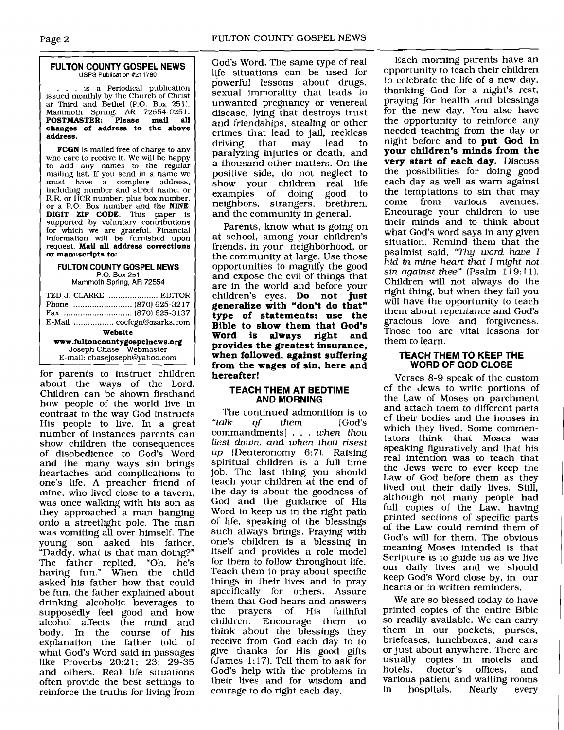## FULTON COUNTY GOSPEL NEWS

USPS Publication #211780

. . . is a Periodical publication issued monthly by the Church of Christ at Third and Bethel (P.O. Box 251), Mammoth Spring, AR 72554-0251. **POSTMASTER: Please mail all changes of address to the above address.**

**FCGN** is mailed free of charge to any who care to receive it. We will be happy to add any names to the regular mailing list. If you send in a name we must have a complete address, including number and street name, or R.R. or HCR number, plus box number, or a P.O. Box number and the **NINE DIGIT ZIP CODE**. This paper is supported by voluntary contributions for which we are grateful. Financial information will be furnished upon request. **Mail all address corrections or manuscripts to:**

**FULTON COUNTY GOSPEL NEWS**
P.O. Box 251
Mammoth Spring, AR 72554

TED J. CLARKE .................... EDITOR
Phone ........................ (870) 625-3217
Fax ............................ (870) 625-3137
E-Mail ................ cocfcgn@ozarks.com

**Website**
**www.fultoncountygospelnews.org**
Joseph Chase - Webmaster
E-mail: chasejoseph@yahoo.com

for parents to instruct children about the ways of the Lord. Children can be shown firsthand how people of the world live in contrast to the way God instructs His people to live. In a great number of instances parents can show children the consequences of disobedience to God's Word and the many ways sin brings heartaches and complications to one's life. A preacher friend of mine, who lived close to a tavern, was once walking with his son as they approached a man hanging onto a streetlight pole. The man was vomiting all over himself. The young son asked his father, "Daddy, what is that man doing?" The father replied, "Oh, he's having fun." When the child asked his father how that could be fun, the father explained about drinking alcoholic beverages to supposedly feel good and how alcohol affects the mind and body. In the course of his explanation the father told of what God's Word said in passages like Proverbs 20:21; 23: 29-35 and others. Real life situations often provide the best settings to reinforce the truths for living from God's Word. The same type of real life situations can be used for powerful lessons about drugs, sexual immorality that leads to unwanted pregnancy or venereal disease, lying that destroys trust and friendships, stealing or other crimes that lead to jail, reckless driving that may lead to paralyzing injuries or death, and a thousand other matters. On the positive side, do not neglect to show your children real life examples of doing good to neighbors, strangers, brethren, and the community in general.

Parents, know what is going on at school, among your children's friends, in your neighborhood, or the community at large. Use those opportunities to magnify the good and expose the evil of things that are in the world and before your children's eyes. **Do not just generalize with "don't do that" type of statements; use the Bible to show them that God's Word is always right and provides the greatest insurance, when followed, against suffering from the wages of sin, here and hereafter!**

### TEACH THEM AT BEDTIME AND MORNING

The continued admonition is to *"talk of them* [God's commandments] . . . *when thou liest down, and when thou risest up* (Deuteronomy 6:7). Raising spiritual children is a full time job. The last thing you should teach your children at the end of the day is about the goodness of God and the guidance of His Word to keep us in the right path of life, speaking of the blessings such always brings. Praying with one's children is a blessing in itself and provides a role model for them to follow throughout life. Teach them to pray about specific things in their lives and to pray specifically for others. Assure them that God hears and answers the prayers of His faithful children. Encourage them to think about the blessings they receive from God each day to to give thanks for His good gifts (James 1:17). Tell them to ask for God's help with the problems in their lives and for wisdom and courage to do right each day.

Each morning parents have an opportunity to teach their children to celebrate the life of a new day, thanking God for a night's rest, praying for health and blessings for the new day. You also have the opportunity to reinforce any needed teaching from the day or night before and to **put God in your children's minds from the very start of each day.** Discuss the possibilities for doing good each day as well as warn against the temptations to sin that may come from various avenues. Encourage your children to use their minds and to think about what God's word says in any given situation. Remind them that the psalmist said, *"Thy word have I hid in mine heart that I might not sin against thee"* (Psalm 119:11). Children will not always do the right thing, but when they fail you will have the opportunity to teach them about repentance and God's gracious love and forgiveness. Those too are vital lessons for them to learn.

### TEACH THEM TO KEEP THE WORD OF GOD CLOSE

Verses 8-9 speak of the custom of the Jews to write portions of the Law of Moses on parchment and attach them to different parts of their bodies and the houses in which they lived. Some commentators think that Moses was speaking figuratively and that his real intention was to teach that the Jews were to ever keep the Law of God before them as they lived out their daily lives. Still, although not many people had full copies of the Law, having printed sections of specific parts of the Law could remind them of God's will for them. The obvious meaning Moses intended is that Scripture is to guide us as we live our daily lives and we should keep God's Word close by, in our hearts or in written reminders.

We are so blessed today to have printed copies of the entire Bible so readily available. We can carry them in our pockets, purses, briefcases, lunchboxes, and cars or just about anywhere. There are usually copies in motels and hotels, doctor's offices, and various patient and waiting rooms in hospitals. Nearly every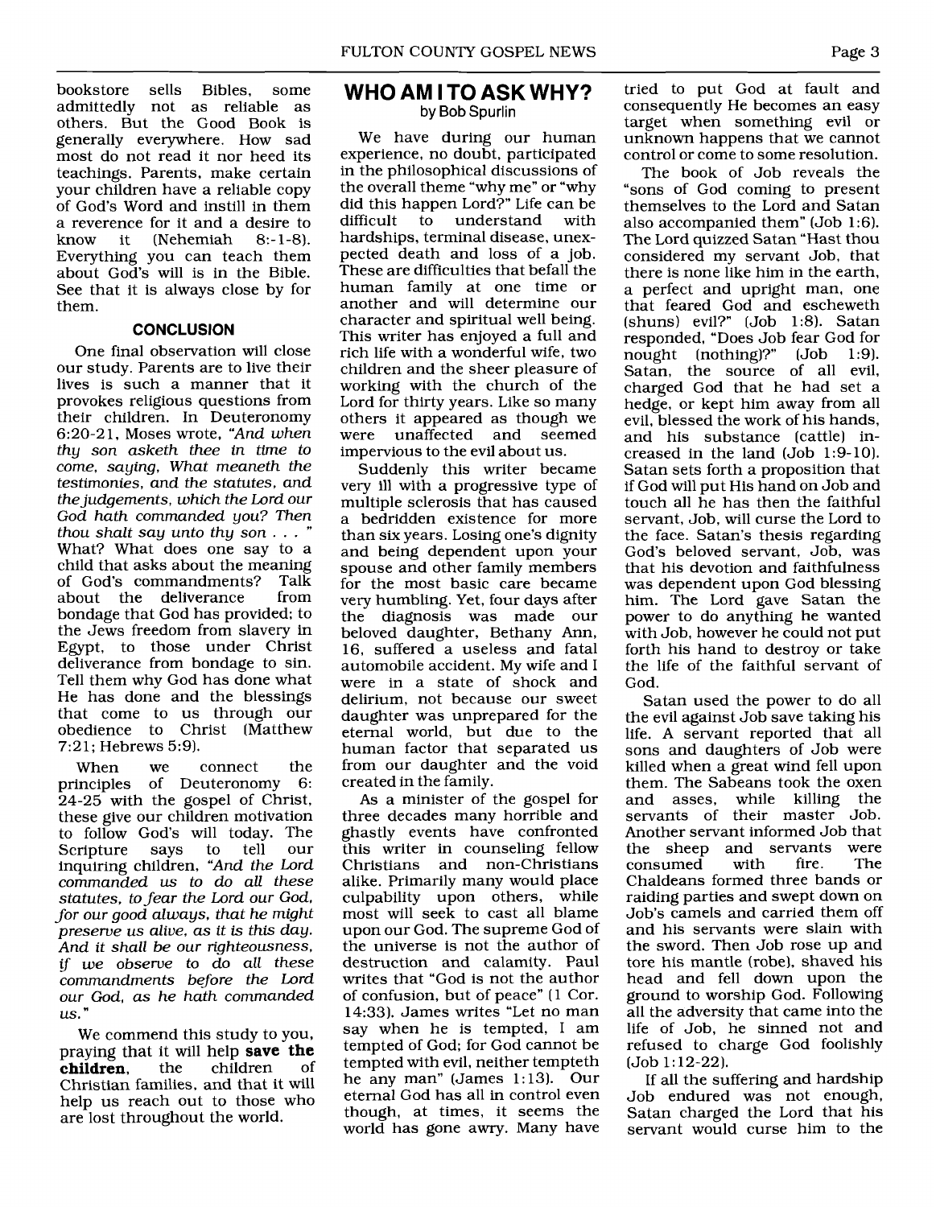bookstore sells Bibles, some admittedly not as reliable as others. But the Good Book is generally everywhere. How sad most do not read it nor heed its teachings. Parents, make certain your children have a reliable copy of God's Word and instill in them a reverence for it and a desire to know it (Nehemiah 8:-1-8). Everything you can teach them about God's will is in the Bible. See that it is always close by for them.

#### CONCLUSION

One final observation will close our study. Parents are to live their lives is such a manner that it provokes religious questions from their children. In Deuteronomy 6:20-21, Moses wrote, *"And when thy son asketh thee in time to come, saying, What meaneth the testimonies, and the statutes, and the judgements, which the Lord our God hath commanded you? Then thou shalt say unto thy son . . . "* What? What does one say to a child that asks about the meaning of God's commandments? Talk about the deliverance from bondage that God has provided; to the Jews freedom from slavery in Egypt, to those under Christ deliverance from bondage to sin. Tell them why God has done what He has done and the blessings that come to us through our obedience to Christ (Matthew 7:21; Hebrews 5:9).

When we connect the principles of Deuteronomy 6: 24-25 with the gospel of Christ, these give our children motivation to follow God's will today. The Scripture says to tell our inquiring children, *"And the Lord commanded us to do all these statutes, to fear the Lord our God, for our good always, that he might preserve us alive, as it is this day. And it shall be our righteousness, if we observe to do all these commandments before the Lord our God, as he hath commanded us."*

We commend this study to you, praying that it will help **save the children**, the children of Christian families, and that it will help us reach out to those who are lost throughout the world.

## WHO AM I TO ASK WHY?

by Bob Spurlin

We have during our human experience, no doubt, participated in the philosophical discussions of the overall theme "why me" or "why did this happen Lord?" Life can be difficult to understand with hardships, terminal disease, unexpected death and loss of a job. These are difficulties that befall the human family at one time or another and will determine our character and spiritual well being. This writer has enjoyed a full and rich life with a wonderful wife, two children and the sheer pleasure of working with the church of the Lord for thirty years. Like so many others it appeared as though we were unaffected and seemed impervious to the evil about us.

Suddenly this writer became very ill with a progressive type of multiple sclerosis that has caused a bedridden existence for more than six years. Losing one's dignity and being dependent upon your spouse and other family members for the most basic care became very humbling. Yet, four days after the diagnosis was made our beloved daughter, Bethany Ann, 16, suffered a useless and fatal automobile accident. My wife and I were in a state of shock and delirium, not because our sweet daughter was unprepared for the eternal world, but due to the human factor that separated us from our daughter and the void created in the family.

As a minister of the gospel for three decades many horrible and ghastly events have confronted this writer in counseling fellow Christians and non-Christians alike. Primarily many would place culpability upon others, while most will seek to cast all blame upon our God. The supreme God of the universe is not the author of destruction and calamity. Paul writes that "God is not the author of confusion, but of peace" (1 Cor. 14:33). James writes "Let no man say when he is tempted, I am tempted of God; for God cannot be tempted with evil, neither tempteth he any man" (James 1:13). Our eternal God has all in control even though, at times, it seems the world has gone awry. Many have tried to put God at fault and consequently He becomes an easy target when something evil or unknown happens that we cannot control or come to some resolution.

The book of Job reveals the "sons of God coming to present themselves to the Lord and Satan also accompanied them" (Job 1:6). The Lord quizzed Satan "Hast thou considered my servant Job, that there is none like him in the earth, a perfect and upright man, one that feared God and escheweth (shuns) evil?" (Job 1:8). Satan responded, "Does Job fear God for nought (nothing)?" (Job 1:9). Satan, the source of all evil, charged God that he had set a hedge, or kept him away from all evil, blessed the work of his hands, and his substance (cattle) increased in the land (Job 1:9-10). Satan sets forth a proposition that if God will put His hand on Job and touch all he has then the faithful servant, Job, will curse the Lord to the face. Satan's thesis regarding God's beloved servant, Job, was that his devotion and faithfulness was dependent upon God blessing him. The Lord gave Satan the power to do anything he wanted with Job, however he could not put forth his hand to destroy or take the life of the faithful servant of God.

Satan used the power to do all the evil against Job save taking his life. A servant reported that all sons and daughters of Job were killed when a great wind fell upon them. The Sabeans took the oxen and asses, while killing the servants of their master Job. Another servant informed Job that the sheep and servants were consumed with fire. The Chaldeans formed three bands or raiding parties and swept down on Job's camels and carried them off and his servants were slain with the sword. Then Job rose up and tore his mantle (robe), shaved his head and fell down upon the ground to worship God. Following all the adversity that came into the life of Job, he sinned not and refused to charge God foolishly (Job 1:12-22).

If all the suffering and hardship Job endured was not enough, Satan charged the Lord that his servant would curse him to the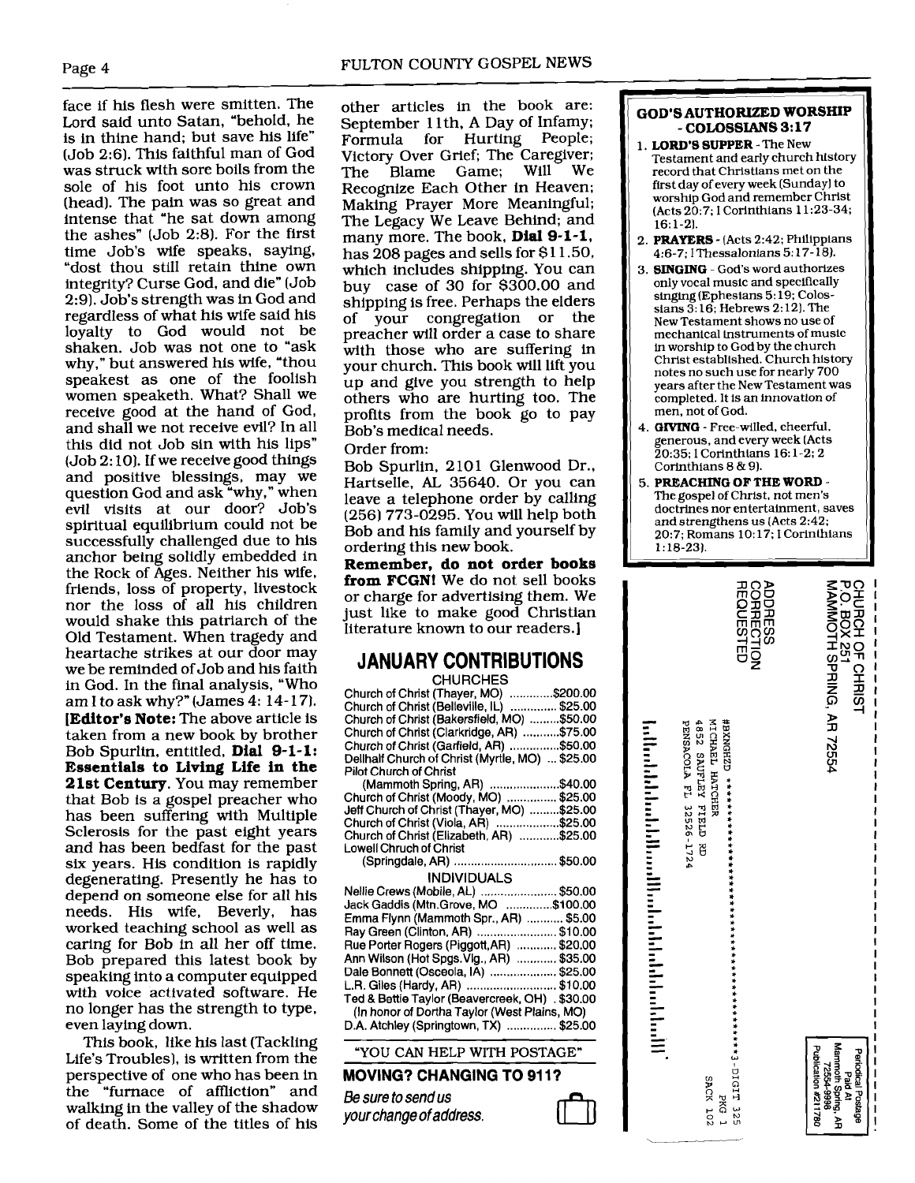face if his flesh were smitten. The Lord said unto Satan, "behold, he is in thine hand; but save his life" (Job 2:6). This faithful man of God was struck with sore boils from the sole of his foot unto his crown (head). The pain was so great and intense that "he sat down among the ashes" (Job 2:8). For the first time Job's wife speaks, saying, "dost thou still retain thine own integrity? Curse God, and die" (Job 2:9). Job's strength was in God and regardless of what his wife said his loyalty to God would not be shaken. Job was not one to "ask why," but answered his wife, "thou speakest as one of the foolish women speaketh. What? Shall we receive good at the hand of God, and shall we not receive evil? In all this did not Job sin with his lips" (Job 2:10). If we receive good things and positive blessings, may we question God and ask "why," when evil visits at our door? Job's spiritual equilibrium could not be successfully challenged due to his anchor being solidly embedded in the Rock of Ages. Neither his wife, friends, loss of property, livestock nor the loss of all his children would shake this patriarch of the Old Testament. When tragedy and heartache strikes at our door may we be reminded of Job and his faith in God. In the final analysis, "Who am I to ask why?" (James 4: 14-17).

**[Editor's Note:** The above article is taken from a new book by brother Bob Spurlin, entitled, **Dial 9-1-1: Essentials to Living Life in the 21st Century**. You may remember that Bob is a gospel preacher who has been suffering with Multiple Sclerosis for the past eight years and has been bedfast for the past six years. His condition is rapidly degenerating. Presently he has to depend on someone else for all his needs. His wife, Beverly, has worked teaching school as well as caring for Bob in all her off time. Bob prepared this latest book by speaking into a computer equipped with voice activated software. He no longer has the strength to type, even laying down.

This book, like his last (Tackling Life's Troubles), is written from the perspective of one who has been in the "furnace of affliction" and walking in the valley of the shadow of death. Some of the titles of his other articles in the book are: September 11th, A Day of Infamy; Formula for Hurting People; Victory Over Grief; The Caregiver; The Blame Game; Will We Recognize Each Other in Heaven; Making Prayer More Meaningful; The Legacy We Leave Behind; and many more. The book, **Dial 9-1-1**, has 208 pages and sells for $11.50, which includes shipping. You can buy case of 30 for $300.00 and shipping is free. Perhaps the elders of your congregation or the preacher will order a case to share with those who are suffering in your church. This book will lift you up and give you strength to help others who are hurting too. The profits from the book go to pay Bob's medical needs.

Order from:

Bob Spurlin, 2101 Glenwood Dr., Hartselle, AL 35640. Or you can leave a telephone order by calling (256) 773-0295. You will help both Bob and his family and yourself by ordering this new book.

**Remember, do not order books from FCGN!** We do not sell books or charge for advertising them. We just like to make good Christian literature known to our readers.]

## JANUARY CONTRIBUTIONS

**CHURCHES**

| | |
|---|---|
| Church of Christ (Thayer, MO) | $200.00 |
| Church of Christ (Belleville, IL) | $25.00 |
| Church of Christ (Bakersfield, MO) | $50.00 |
| Church of Christ (Clarkridge, AR) | $75.00 |
| Church of Christ (Garfield, AR) | $50.00 |
| Dellhalf Church of Christ (Myrtle, MO) | $25.00 |
| Pilot Church of Christ (Mammoth Spring, AR) | $40.00 |
| Church of Christ (Moody, MO) | $25.00 |
| Jeff Church of Christ (Thayer, MO) | $25.00 |
| Church of Christ (Viola, AR) | $25.00 |
| Church of Christ (Elizabeth, AR) | $25.00 |
| Lowell Chruch of Christ (Springdale, AR) | $50.00 |

**INDIVIDUALS**

| | |
|---|---|
| Nellie Crews (Mobile, AL) | $50.00 |
| Jack Gaddis (Mtn.Grove, MO | $100.00 |
| Emma Flynn (Mammoth Spr., AR) | $5.00 |
| Ray Green (Clinton, AR) | $10.00 |
| Rue Porter Rogers (Piggott,AR) | $20.00 |
| Ann Wilson (Hot Spgs.Vlg., AR) | $35.00 |
| Dale Bonnett (Osceola, IA) | $25.00 |
| L.R. Giles (Hardy, AR) | $10.00 |
| Ted & Bettie Taylor (Beavercreek, OH) (In honor of Dortha Taylor (West Plains, MO) | $30.00 |
| D.A. Atchley (Springtown, TX) | $25.00 |

"YOU CAN HELP WITH POSTAGE"

**MOVING? CHANGING TO 911?**

*Be sure to send us your change of address.*

### GOD'S AUTHORIZED WORSHIP - COLOSSIANS 3:17

1. **LORD'S SUPPER** - The New Testament and early church history record that Christians met on the first day of every week (Sunday) to worship God and remember Christ (Acts 20:7; I Corinthians 11:23-34; 16:1-2).
2. **PRAYERS** - (Acts 2:42; Philippians 4:6-7; I Thessalonians 5:17-18).
3. **SINGING** - God's word authorizes only vocal music and specifically singing (Ephesians 5:19; Colossians 3:16; Hebrews 2:12). The New Testament shows no use of mechanical instruments of music in worship to God by the church Christ established. Church history notes no such use for nearly 700 years after the New Testament was completed. It is an innovation of men, not of God.
4. **GIVING** - Free-willed, cheerful, generous, and every week (Acts 20:35; I Corinthians 16:1-2; 2 Corinthians 8 & 9).
5. **PREACHING OF THE WORD** - The gospel of Christ, not men's doctrines nor entertainment, saves and strengthens us (Acts 2:42; 20:7; Romans 10:17; I Corinthians 1:18-23).

CHURCH OF CHRIST
P.O. BOX 251
MAMMOTH SPRING, AR 72554

ADDRESS CORRECTION REQUESTED

Periodical Postage Paid At Mammoth Spring, AR 72554-9998 Publication #211780

#BXNGHZD ************************3-DIGIT 325
MICHAEL HATCHER
4852 SAUFLEY FIELD RD
PENSACOLA FL 32526-1724
PKG 1
SACK 102